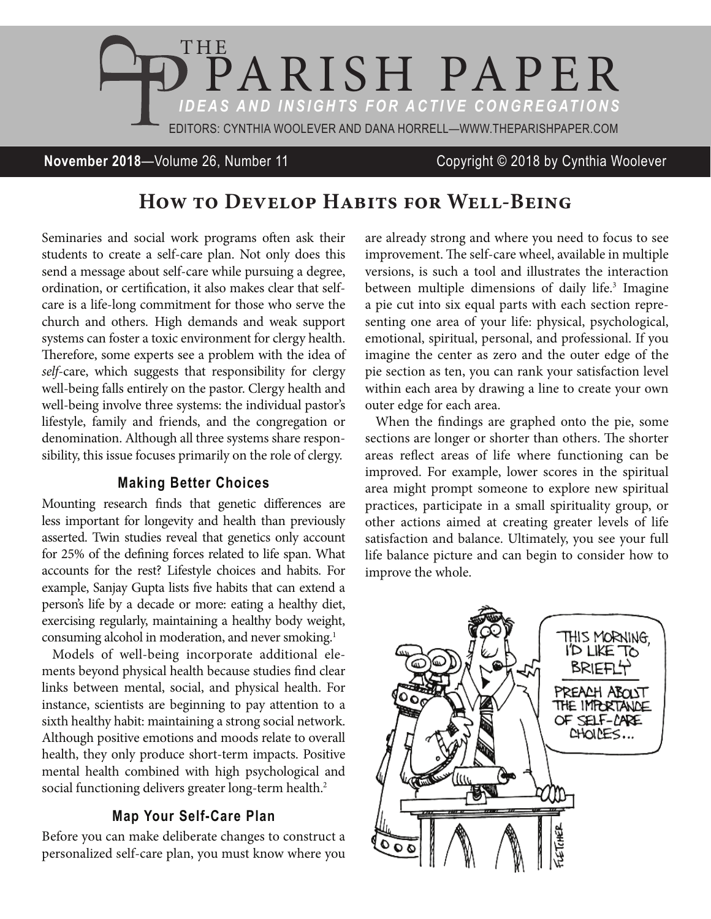# THE PARISH PAPER

*IDEAS AND INSIGHTS FOR ACTIVE CONGREGATIONS*

EDITORS: CYNTHIA WOOLEVER AND DANA HORRELL—WWW.THEPARISHPAPER.COM

**November 2018**—Volume 26, Number 11 Copyright © 2018 by Cynthia Woolever

## How to Develop Habits for Well-Being

Seminaries and social work programs often ask their students to create a self-care plan. Not only does this send a message about self-care while pursuing a degree, ordination, or certification, it also makes clear that self-care is a life-long commitment for those who serve the church and others. High demands and weak support systems can foster a toxic environment for clergy health. Therefore, some experts see a problem with the idea of *self*-care, which suggests that responsibility for clergy well-being falls entirely on the pastor. Clergy health and well-being involve three systems: the individual pastor's lifestyle, family and friends, and the congregation or denomination. Although all three systems share responsibility, this issue focuses primarily on the role of clergy.

### Making Better Choices

Mounting research finds that genetic differences are less important for longevity and health than previously asserted. Twin studies reveal that genetics only account for 25% of the defining forces related to life span. What accounts for the rest? Lifestyle choices and habits. For example, Sanjay Gupta lists five habits that can extend a person's life by a decade or more: eating a healthy diet, exercising regularly, maintaining a healthy body weight, consuming alcohol in moderation, and never smoking.[1]

Models of well-being incorporate additional elements beyond physical health because studies find clear links between mental, social, and physical health. For instance, scientists are beginning to pay attention to a sixth healthy habit: maintaining a strong social network. Although positive emotions and moods relate to overall health, they only produce short-term impacts. Positive mental health combined with high psychological and social functioning delivers greater long-term health.[2]

### Map Your Self-Care Plan

Before you can make deliberate changes to construct a personalized self-care plan, you must know where you are already strong and where you need to focus to see improvement. The self-care wheel, available in multiple versions, is such a tool and illustrates the interaction between multiple dimensions of daily life.[3] Imagine a pie cut into six equal parts with each section representing one area of your life: physical, psychological, emotional, spiritual, personal, and professional. If you imagine the center as zero and the outer edge of the pie section as ten, you can rank your satisfaction level within each area by drawing a line to create your own outer edge for each area.

When the findings are graphed onto the pie, some sections are longer or shorter than others. The shorter areas reflect areas of life where functioning can be improved. For example, lower scores in the spiritual area might prompt someone to explore new spiritual practices, participate in a small spirituality group, or other actions aimed at creating greater levels of life satisfaction and balance. Ultimately, you see your full life balance picture and can begin to consider how to improve the whole.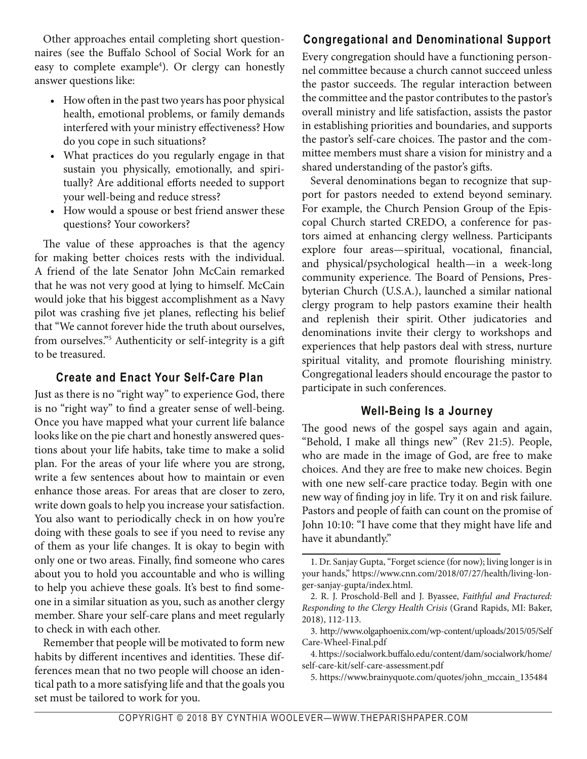Other approaches entail completing short questionnaires (see the Buffalo School of Social Work for an easy to complete example[4]). Or clergy can honestly answer questions like:

- How often in the past two years has poor physical health, emotional problems, or family demands interfered with your ministry effectiveness? How do you cope in such situations?
- What practices do you regularly engage in that sustain you physically, emotionally, and spiritually? Are additional efforts needed to support your well-being and reduce stress?
- How would a spouse or best friend answer these questions? Your coworkers?

The value of these approaches is that the agency for making better choices rests with the individual. A friend of the late Senator John McCain remarked that he was not very good at lying to himself. McCain would joke that his biggest accomplishment as a Navy pilot was crashing five jet planes, reflecting his belief that "We cannot forever hide the truth about ourselves, from ourselves."[5] Authenticity or self-integrity is a gift to be treasured.

## Create and Enact Your Self-Care Plan

Just as there is no "right way" to experience God, there is no "right way" to find a greater sense of well-being. Once you have mapped what your current life balance looks like on the pie chart and honestly answered questions about your life habits, take time to make a solid plan. For the areas of your life where you are strong, write a few sentences about how to maintain or even enhance those areas. For areas that are closer to zero, write down goals to help you increase your satisfaction. You also want to periodically check in on how you're doing with these goals to see if you need to revise any of them as your life changes. It is okay to begin with only one or two areas. Finally, find someone who cares about you to hold you accountable and who is willing to help you achieve these goals. It's best to find someone in a similar situation as you, such as another clergy member. Share your self-care plans and meet regularly to check in with each other.

Remember that people will be motivated to form new habits by different incentives and identities. These differences mean that no two people will choose an identical path to a more satisfying life and that the goals you set must be tailored to work for you.

## Congregational and Denominational Support

Every congregation should have a functioning personnel committee because a church cannot succeed unless the pastor succeeds. The regular interaction between the committee and the pastor contributes to the pastor's overall ministry and life satisfaction, assists the pastor in establishing priorities and boundaries, and supports the pastor's self-care choices. The pastor and the committee members must share a vision for ministry and a shared understanding of the pastor's gifts.

Several denominations began to recognize that support for pastors needed to extend beyond seminary. For example, the Church Pension Group of the Episcopal Church started CREDO, a conference for pastors aimed at enhancing clergy wellness. Participants explore four areas—spiritual, vocational, financial, and physical/psychological health—in a week-long community experience. The Board of Pensions, Presbyterian Church (U.S.A.), launched a similar national clergy program to help pastors examine their health and replenish their spirit. Other judicatories and denominations invite their clergy to workshops and experiences that help pastors deal with stress, nurture spiritual vitality, and promote flourishing ministry. Congregational leaders should encourage the pastor to participate in such conferences.

## Well-Being Is a Journey

The good news of the gospel says again and again, "Behold, I make all things new" (Rev 21:5). People, who are made in the image of God, are free to make choices. And they are free to make new choices. Begin with one new self-care practice today. Begin with one new way of finding joy in life. Try it on and risk failure. Pastors and people of faith can count on the promise of John 10:10: "I have come that they might have life and have it abundantly."

---

1. Dr. Sanjay Gupta, "Forget science (for now); living longer is in your hands," https://www.cnn.com/2018/07/27/health/living-longer-sanjay-gupta/index.html.
2. R. J. Proschold-Bell and J. Byassee, *Faithful and Fractured: Responding to the Clergy Health Crisis* (Grand Rapids, MI: Baker, 2018), 112-113.
3. http://www.olgaphoenix.com/wp-content/uploads/2015/05/Self Care-Wheel-Final.pdf
4. https://socialwork.buffalo.edu/content/dam/socialwork/home/self-care-kit/self-care-assessment.pdf
5. https://www.brainyquote.com/quotes/john_mccain_135484

COPYRIGHT © 2018 BY CYNTHIA WOOLEVER—WWW.THEPARISHPAPER.COM